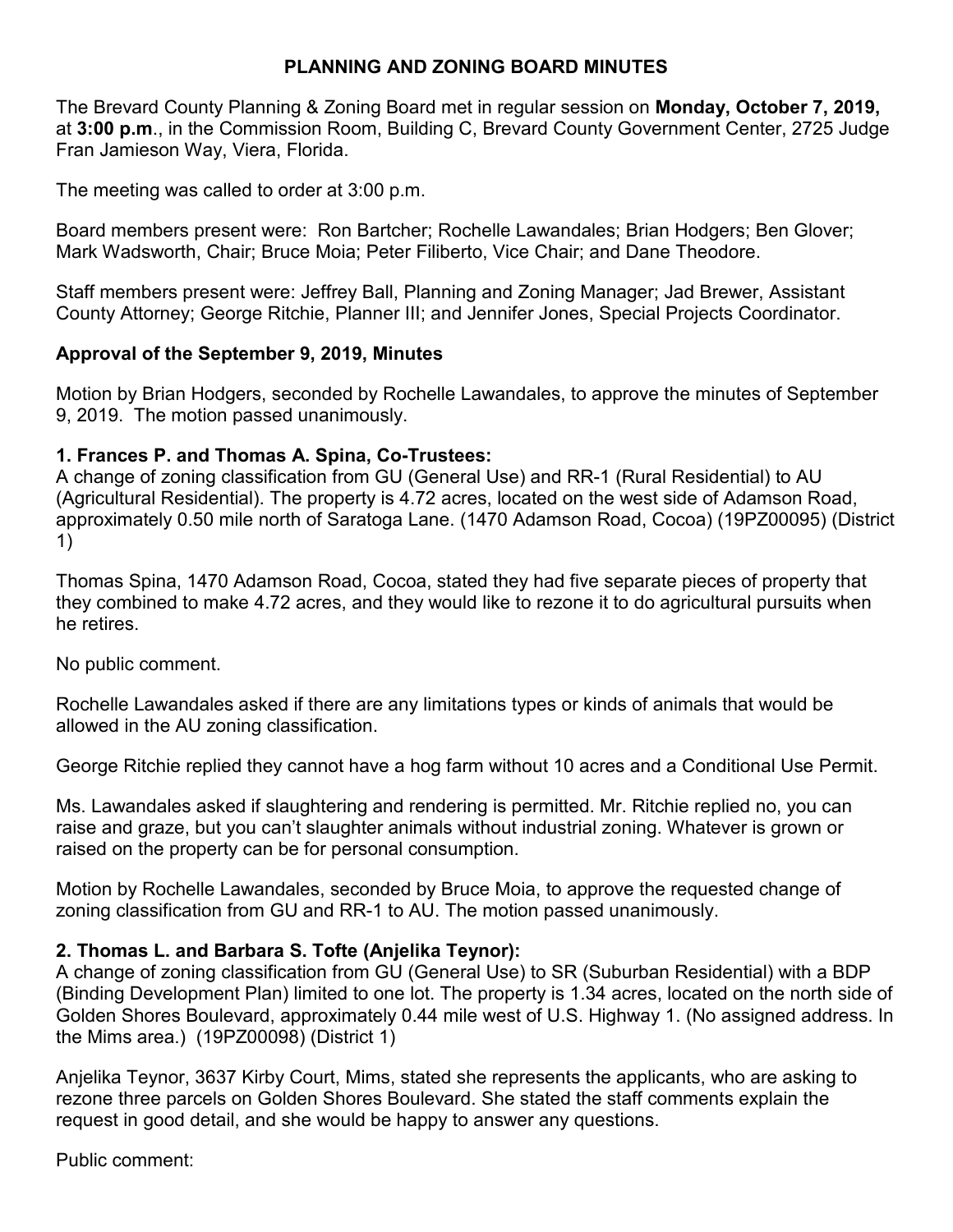# PLANNING AND ZONING BOARD MINUTES

The Brevard County Planning & Zoning Board met in regular session on **Monday, October 7, 2019,** at **3:00 p.m**., in the Commission Room, Building C, Brevard County Government Center, 2725 Judge Fran Jamieson Way, Viera, Florida.

The meeting was called to order at 3:00 p.m.

Board members present were: Ron Bartcher; Rochelle Lawandales; Brian Hodgers; Ben Glover; Mark Wadsworth, Chair; Bruce Moia; Peter Filiberto, Vice Chair; and Dane Theodore.

Staff members present were: Jeffrey Ball, Planning and Zoning Manager; Jad Brewer, Assistant County Attorney; George Ritchie, Planner III; and Jennifer Jones, Special Projects Coordinator.

**Approval of the September 9, 2019, Minutes**

Motion by Brian Hodgers, seconded by Rochelle Lawandales, to approve the minutes of September 9, 2019. The motion passed unanimously.

**1. Frances P. and Thomas A. Spina, Co-Trustees:**
A change of zoning classification from GU (General Use) and RR-1 (Rural Residential) to AU (Agricultural Residential). The property is 4.72 acres, located on the west side of Adamson Road, approximately 0.50 mile north of Saratoga Lane. (1470 Adamson Road, Cocoa) (19PZ00095) (District 1)

Thomas Spina, 1470 Adamson Road, Cocoa, stated they had five separate pieces of property that they combined to make 4.72 acres, and they would like to rezone it to do agricultural pursuits when he retires.

No public comment.

Rochelle Lawandales asked if there are any limitations types or kinds of animals that would be allowed in the AU zoning classification.

George Ritchie replied they cannot have a hog farm without 10 acres and a Conditional Use Permit.

Ms. Lawandales asked if slaughtering and rendering is permitted. Mr. Ritchie replied no, you can raise and graze, but you can't slaughter animals without industrial zoning. Whatever is grown or raised on the property can be for personal consumption.

Motion by Rochelle Lawandales, seconded by Bruce Moia, to approve the requested change of zoning classification from GU and RR-1 to AU. The motion passed unanimously.

**2. Thomas L. and Barbara S. Tofte (Anjelika Teynor):**
A change of zoning classification from GU (General Use) to SR (Suburban Residential) with a BDP (Binding Development Plan) limited to one lot. The property is 1.34 acres, located on the north side of Golden Shores Boulevard, approximately 0.44 mile west of U.S. Highway 1. (No assigned address. In the Mims area.) (19PZ00098) (District 1)

Anjelika Teynor, 3637 Kirby Court, Mims, stated she represents the applicants, who are asking to rezone three parcels on Golden Shores Boulevard. She stated the staff comments explain the request in good detail, and she would be happy to answer any questions.

Public comment: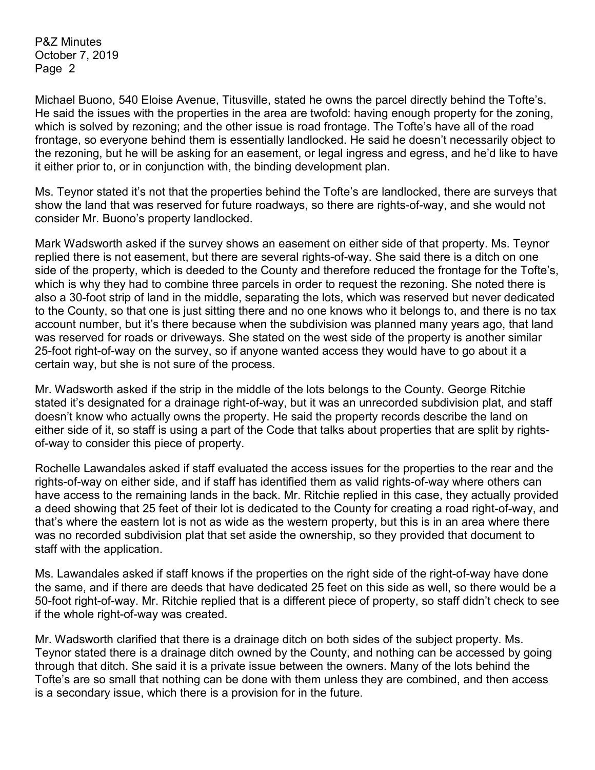Michael Buono, 540 Eloise Avenue, Titusville, stated he owns the parcel directly behind the Tofte's. He said the issues with the properties in the area are twofold: having enough property for the zoning, which is solved by rezoning; and the other issue is road frontage. The Tofte's have all of the road frontage, so everyone behind them is essentially landlocked. He said he doesn't necessarily object to the rezoning, but he will be asking for an easement, or legal ingress and egress, and he'd like to have it either prior to, or in conjunction with, the binding development plan.

Ms. Teynor stated it's not that the properties behind the Tofte's are landlocked, there are surveys that show the land that was reserved for future roadways, so there are rights-of-way, and she would not consider Mr. Buono's property landlocked.

Mark Wadsworth asked if the survey shows an easement on either side of that property. Ms. Teynor replied there is not easement, but there are several rights-of-way. She said there is a ditch on one side of the property, which is deeded to the County and therefore reduced the frontage for the Tofte's, which is why they had to combine three parcels in order to request the rezoning. She noted there is also a 30-foot strip of land in the middle, separating the lots, which was reserved but never dedicated to the County, so that one is just sitting there and no one knows who it belongs to, and there is no tax account number, but it's there because when the subdivision was planned many years ago, that land was reserved for roads or driveways. She stated on the west side of the property is another similar 25-foot right-of-way on the survey, so if anyone wanted access they would have to go about it a certain way, but she is not sure of the process.

Mr. Wadsworth asked if the strip in the middle of the lots belongs to the County. George Ritchie stated it's designated for a drainage right-of-way, but it was an unrecorded subdivision plat, and staff doesn't know who actually owns the property. He said the property records describe the land on either side of it, so staff is using a part of the Code that talks about properties that are split by rights-of-way to consider this piece of property.

Rochelle Lawandales asked if staff evaluated the access issues for the properties to the rear and the rights-of-way on either side, and if staff has identified them as valid rights-of-way where others can have access to the remaining lands in the back. Mr. Ritchie replied in this case, they actually provided a deed showing that 25 feet of their lot is dedicated to the County for creating a road right-of-way, and that's where the eastern lot is not as wide as the western property, but this is in an area where there was no recorded subdivision plat that set aside the ownership, so they provided that document to staff with the application.

Ms. Lawandales asked if staff knows if the properties on the right side of the right-of-way have done the same, and if there are deeds that have dedicated 25 feet on this side as well, so there would be a 50-foot right-of-way. Mr. Ritchie replied that is a different piece of property, so staff didn't check to see if the whole right-of-way was created.

Mr. Wadsworth clarified that there is a drainage ditch on both sides of the subject property. Ms. Teynor stated there is a drainage ditch owned by the County, and nothing can be accessed by going through that ditch. She said it is a private issue between the owners. Many of the lots behind the Tofte's are so small that nothing can be done with them unless they are combined, and then access is a secondary issue, which there is a provision for in the future.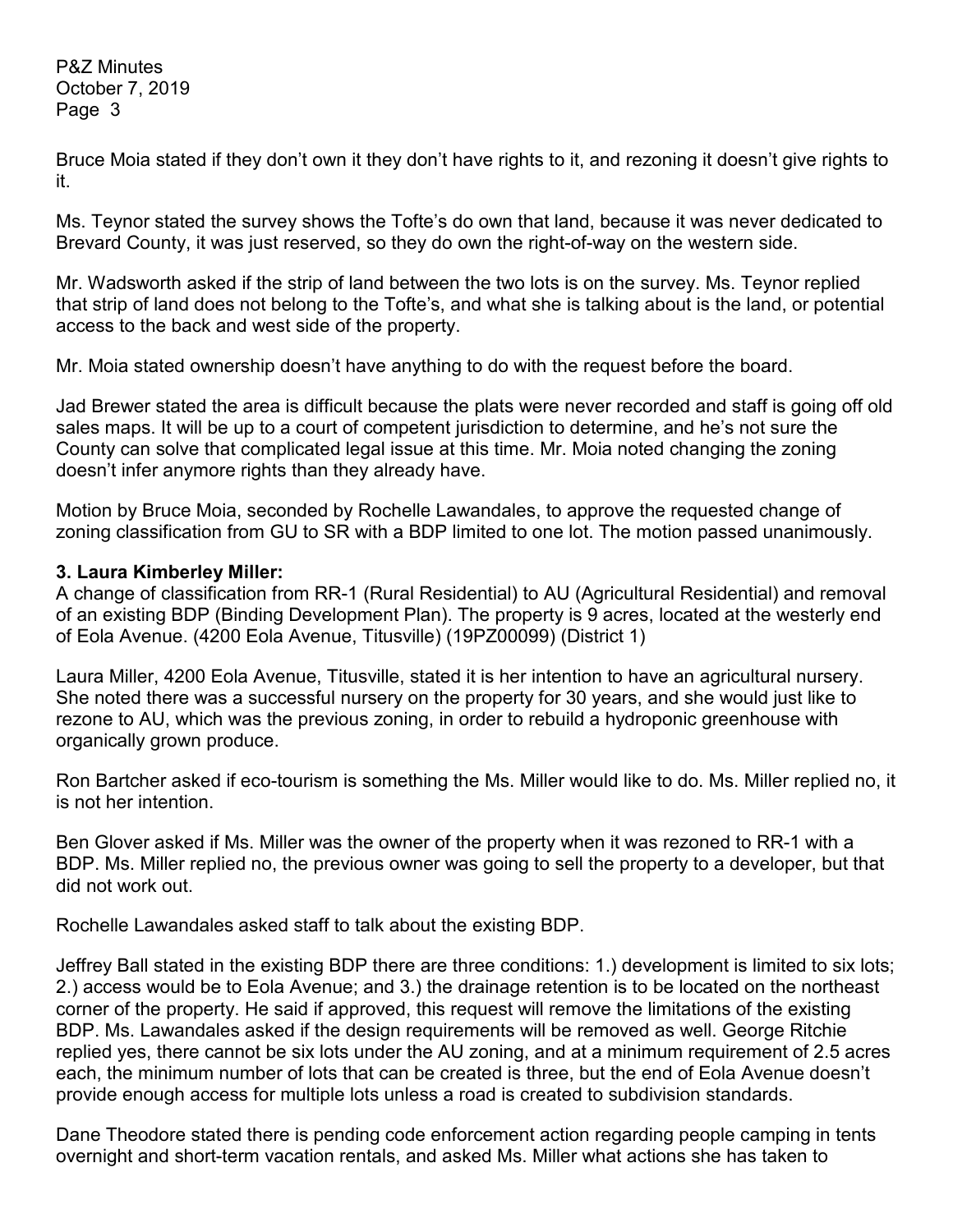Bruce Moia stated if they don't own it they don't have rights to it, and rezoning it doesn't give rights to it.

Ms. Teynor stated the survey shows the Tofte's do own that land, because it was never dedicated to Brevard County, it was just reserved, so they do own the right-of-way on the western side.

Mr. Wadsworth asked if the strip of land between the two lots is on the survey. Ms. Teynor replied that strip of land does not belong to the Tofte's, and what she is talking about is the land, or potential access to the back and west side of the property.

Mr. Moia stated ownership doesn't have anything to do with the request before the board.

Jad Brewer stated the area is difficult because the plats were never recorded and staff is going off old sales maps. It will be up to a court of competent jurisdiction to determine, and he's not sure the County can solve that complicated legal issue at this time. Mr. Moia noted changing the zoning doesn't infer anymore rights than they already have.

Motion by Bruce Moia, seconded by Rochelle Lawandales, to approve the requested change of zoning classification from GU to SR with a BDP limited to one lot. The motion passed unanimously.

**3. Laura Kimberley Miller:**
A change of classification from RR-1 (Rural Residential) to AU (Agricultural Residential) and removal of an existing BDP (Binding Development Plan). The property is 9 acres, located at the westerly end of Eola Avenue. (4200 Eola Avenue, Titusville) (19PZ00099) (District 1)

Laura Miller, 4200 Eola Avenue, Titusville, stated it is her intention to have an agricultural nursery. She noted there was a successful nursery on the property for 30 years, and she would just like to rezone to AU, which was the previous zoning, in order to rebuild a hydroponic greenhouse with organically grown produce.

Ron Bartcher asked if eco-tourism is something the Ms. Miller would like to do. Ms. Miller replied no, it is not her intention.

Ben Glover asked if Ms. Miller was the owner of the property when it was rezoned to RR-1 with a BDP. Ms. Miller replied no, the previous owner was going to sell the property to a developer, but that did not work out.

Rochelle Lawandales asked staff to talk about the existing BDP.

Jeffrey Ball stated in the existing BDP there are three conditions: 1.) development is limited to six lots; 2.) access would be to Eola Avenue; and 3.) the drainage retention is to be located on the northeast corner of the property. He said if approved, this request will remove the limitations of the existing BDP. Ms. Lawandales asked if the design requirements will be removed as well. George Ritchie replied yes, there cannot be six lots under the AU zoning, and at a minimum requirement of 2.5 acres each, the minimum number of lots that can be created is three, but the end of Eola Avenue doesn't provide enough access for multiple lots unless a road is created to subdivision standards.

Dane Theodore stated there is pending code enforcement action regarding people camping in tents overnight and short-term vacation rentals, and asked Ms. Miller what actions she has taken to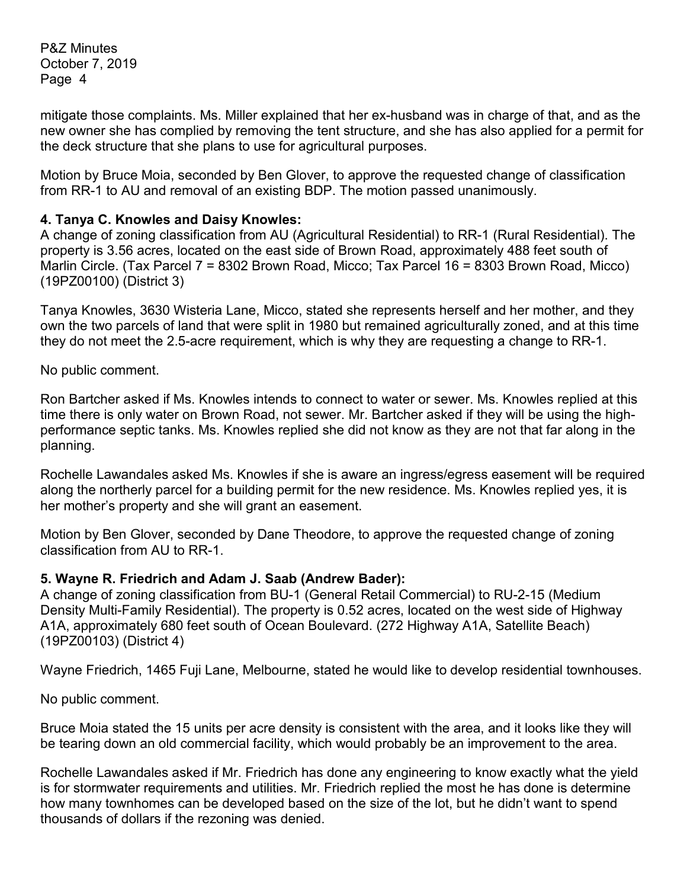mitigate those complaints. Ms. Miller explained that her ex-husband was in charge of that, and as the new owner she has complied by removing the tent structure, and she has also applied for a permit for the deck structure that she plans to use for agricultural purposes.

Motion by Bruce Moia, seconded by Ben Glover, to approve the requested change of classification from RR-1 to AU and removal of an existing BDP. The motion passed unanimously.

**4. Tanya C. Knowles and Daisy Knowles:**
A change of zoning classification from AU (Agricultural Residential) to RR-1 (Rural Residential). The property is 3.56 acres, located on the east side of Brown Road, approximately 488 feet south of Marlin Circle. (Tax Parcel 7 = 8302 Brown Road, Micco; Tax Parcel 16 = 8303 Brown Road, Micco) (19PZ00100) (District 3)

Tanya Knowles, 3630 Wisteria Lane, Micco, stated she represents herself and her mother, and they own the two parcels of land that were split in 1980 but remained agriculturally zoned, and at this time they do not meet the 2.5-acre requirement, which is why they are requesting a change to RR-1.

No public comment.

Ron Bartcher asked if Ms. Knowles intends to connect to water or sewer. Ms. Knowles replied at this time there is only water on Brown Road, not sewer. Mr. Bartcher asked if they will be using the high-performance septic tanks. Ms. Knowles replied she did not know as they are not that far along in the planning.

Rochelle Lawandales asked Ms. Knowles if she is aware an ingress/egress easement will be required along the northerly parcel for a building permit for the new residence. Ms. Knowles replied yes, it is her mother's property and she will grant an easement.

Motion by Ben Glover, seconded by Dane Theodore, to approve the requested change of zoning classification from AU to RR-1.

**5. Wayne R. Friedrich and Adam J. Saab (Andrew Bader):**
A change of zoning classification from BU-1 (General Retail Commercial) to RU-2-15 (Medium Density Multi-Family Residential). The property is 0.52 acres, located on the west side of Highway A1A, approximately 680 feet south of Ocean Boulevard. (272 Highway A1A, Satellite Beach) (19PZ00103) (District 4)

Wayne Friedrich, 1465 Fuji Lane, Melbourne, stated he would like to develop residential townhouses.

No public comment.

Bruce Moia stated the 15 units per acre density is consistent with the area, and it looks like they will be tearing down an old commercial facility, which would probably be an improvement to the area.

Rochelle Lawandales asked if Mr. Friedrich has done any engineering to know exactly what the yield is for stormwater requirements and utilities. Mr. Friedrich replied the most he has done is determine how many townhomes can be developed based on the size of the lot, but he didn't want to spend thousands of dollars if the rezoning was denied.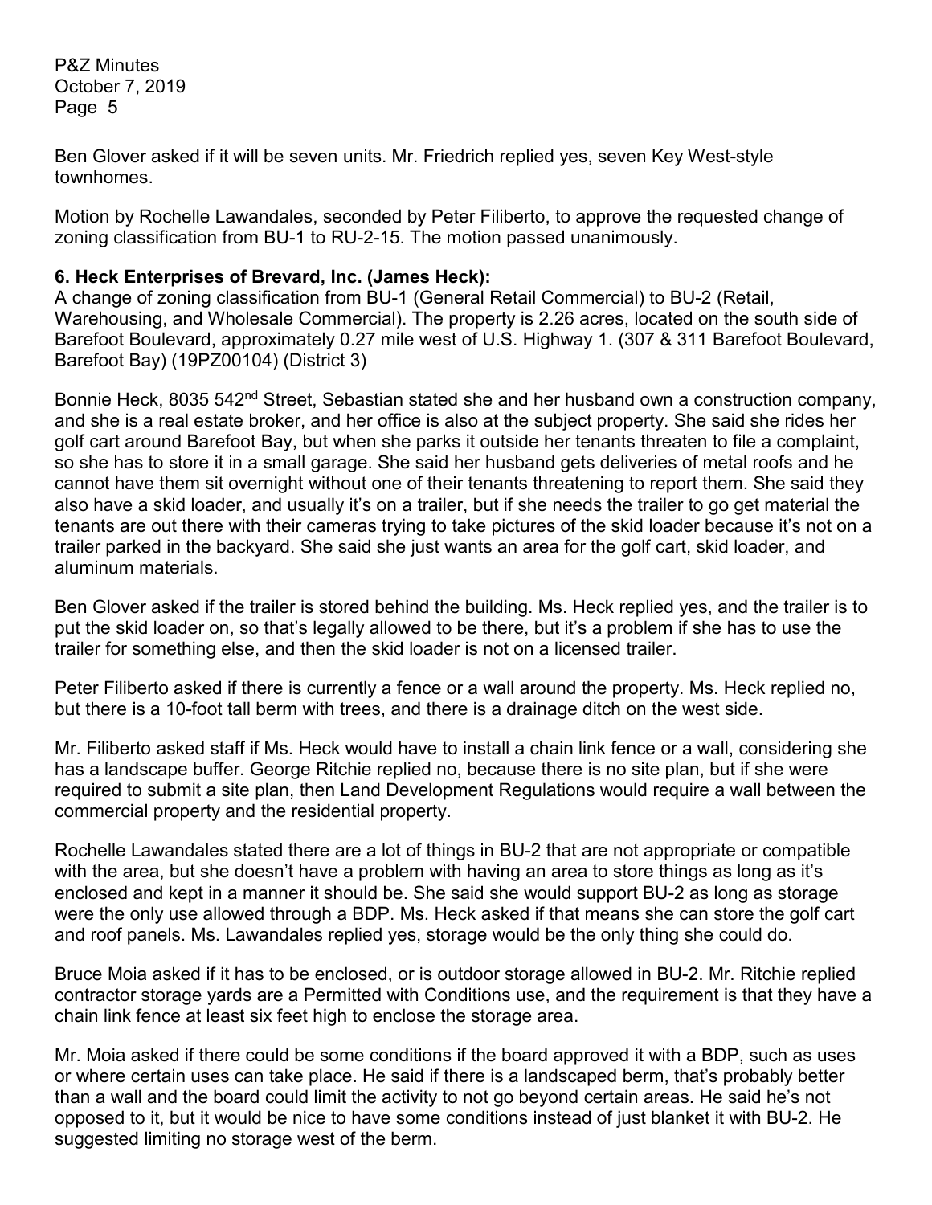Ben Glover asked if it will be seven units. Mr. Friedrich replied yes, seven Key West-style townhomes.

Motion by Rochelle Lawandales, seconded by Peter Filiberto, to approve the requested change of zoning classification from BU-1 to RU-2-15. The motion passed unanimously.

**6. Heck Enterprises of Brevard, Inc. (James Heck):**

A change of zoning classification from BU-1 (General Retail Commercial) to BU-2 (Retail, Warehousing, and Wholesale Commercial). The property is 2.26 acres, located on the south side of Barefoot Boulevard, approximately 0.27 mile west of U.S. Highway 1. (307 & 311 Barefoot Boulevard, Barefoot Bay) (19PZ00104) (District 3)

Bonnie Heck, 8035 542nd Street, Sebastian stated she and her husband own a construction company, and she is a real estate broker, and her office is also at the subject property. She said she rides her golf cart around Barefoot Bay, but when she parks it outside her tenants threaten to file a complaint, so she has to store it in a small garage. She said her husband gets deliveries of metal roofs and he cannot have them sit overnight without one of their tenants threatening to report them. She said they also have a skid loader, and usually it's on a trailer, but if she needs the trailer to go get material the tenants are out there with their cameras trying to take pictures of the skid loader because it's not on a trailer parked in the backyard. She said she just wants an area for the golf cart, skid loader, and aluminum materials.

Ben Glover asked if the trailer is stored behind the building. Ms. Heck replied yes, and the trailer is to put the skid loader on, so that's legally allowed to be there, but it's a problem if she has to use the trailer for something else, and then the skid loader is not on a licensed trailer.

Peter Filiberto asked if there is currently a fence or a wall around the property. Ms. Heck replied no, but there is a 10-foot tall berm with trees, and there is a drainage ditch on the west side.

Mr. Filiberto asked staff if Ms. Heck would have to install a chain link fence or a wall, considering she has a landscape buffer. George Ritchie replied no, because there is no site plan, but if she were required to submit a site plan, then Land Development Regulations would require a wall between the commercial property and the residential property.

Rochelle Lawandales stated there are a lot of things in BU-2 that are not appropriate or compatible with the area, but she doesn't have a problem with having an area to store things as long as it's enclosed and kept in a manner it should be. She said she would support BU-2 as long as storage were the only use allowed through a BDP. Ms. Heck asked if that means she can store the golf cart and roof panels. Ms. Lawandales replied yes, storage would be the only thing she could do.

Bruce Moia asked if it has to be enclosed, or is outdoor storage allowed in BU-2. Mr. Ritchie replied contractor storage yards are a Permitted with Conditions use, and the requirement is that they have a chain link fence at least six feet high to enclose the storage area.

Mr. Moia asked if there could be some conditions if the board approved it with a BDP, such as uses or where certain uses can take place. He said if there is a landscaped berm, that's probably better than a wall and the board could limit the activity to not go beyond certain areas. He said he's not opposed to it, but it would be nice to have some conditions instead of just blanket it with BU-2. He suggested limiting no storage west of the berm.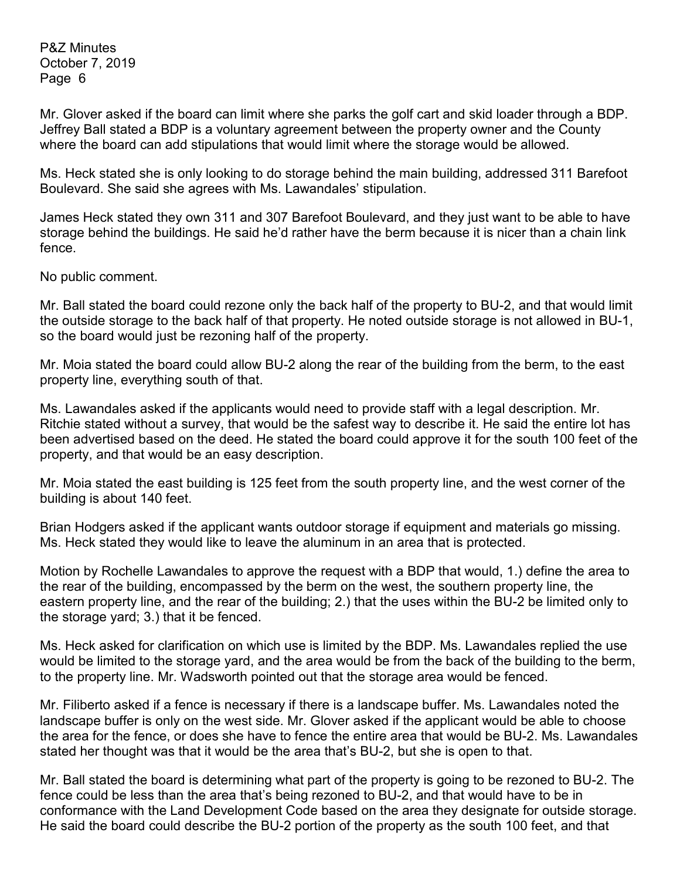Mr. Glover asked if the board can limit where she parks the golf cart and skid loader through a BDP. Jeffrey Ball stated a BDP is a voluntary agreement between the property owner and the County where the board can add stipulations that would limit where the storage would be allowed.

Ms. Heck stated she is only looking to do storage behind the main building, addressed 311 Barefoot Boulevard. She said she agrees with Ms. Lawandales' stipulation.

James Heck stated they own 311 and 307 Barefoot Boulevard, and they just want to be able to have storage behind the buildings. He said he'd rather have the berm because it is nicer than a chain link fence.

No public comment.

Mr. Ball stated the board could rezone only the back half of the property to BU-2, and that would limit the outside storage to the back half of that property. He noted outside storage is not allowed in BU-1, so the board would just be rezoning half of the property.

Mr. Moia stated the board could allow BU-2 along the rear of the building from the berm, to the east property line, everything south of that.

Ms. Lawandales asked if the applicants would need to provide staff with a legal description. Mr. Ritchie stated without a survey, that would be the safest way to describe it. He said the entire lot has been advertised based on the deed. He stated the board could approve it for the south 100 feet of the property, and that would be an easy description.

Mr. Moia stated the east building is 125 feet from the south property line, and the west corner of the building is about 140 feet.

Brian Hodgers asked if the applicant wants outdoor storage if equipment and materials go missing. Ms. Heck stated they would like to leave the aluminum in an area that is protected.

Motion by Rochelle Lawandales to approve the request with a BDP that would, 1.) define the area to the rear of the building, encompassed by the berm on the west, the southern property line, the eastern property line, and the rear of the building; 2.) that the uses within the BU-2 be limited only to the storage yard; 3.) that it be fenced.

Ms. Heck asked for clarification on which use is limited by the BDP. Ms. Lawandales replied the use would be limited to the storage yard, and the area would be from the back of the building to the berm, to the property line. Mr. Wadsworth pointed out that the storage area would be fenced.

Mr. Filiberto asked if a fence is necessary if there is a landscape buffer. Ms. Lawandales noted the landscape buffer is only on the west side. Mr. Glover asked if the applicant would be able to choose the area for the fence, or does she have to fence the entire area that would be BU-2. Ms. Lawandales stated her thought was that it would be the area that's BU-2, but she is open to that.

Mr. Ball stated the board is determining what part of the property is going to be rezoned to BU-2. The fence could be less than the area that's being rezoned to BU-2, and that would have to be in conformance with the Land Development Code based on the area they designate for outside storage. He said the board could describe the BU-2 portion of the property as the south 100 feet, and that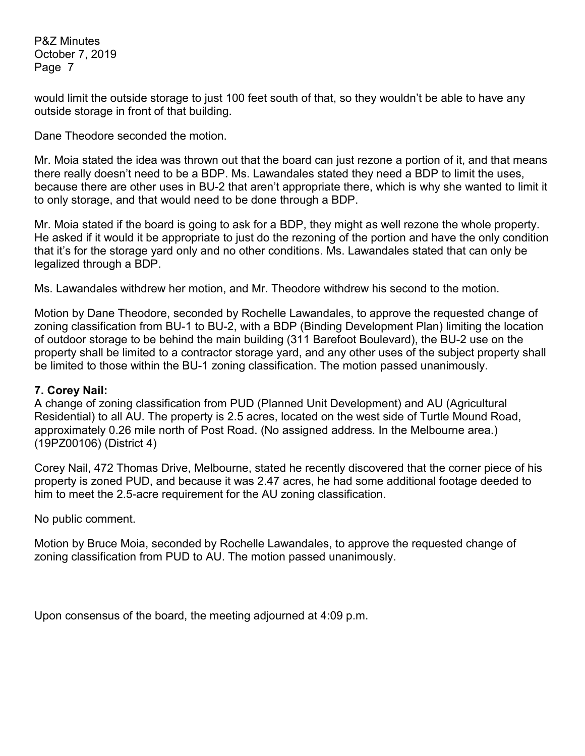would limit the outside storage to just 100 feet south of that, so they wouldn't be able to have any outside storage in front of that building.

Dane Theodore seconded the motion.

Mr. Moia stated the idea was thrown out that the board can just rezone a portion of it, and that means there really doesn't need to be a BDP. Ms. Lawandales stated they need a BDP to limit the uses, because there are other uses in BU-2 that aren't appropriate there, which is why she wanted to limit it to only storage, and that would need to be done through a BDP.

Mr. Moia stated if the board is going to ask for a BDP, they might as well rezone the whole property. He asked if it would it be appropriate to just do the rezoning of the portion and have the only condition that it's for the storage yard only and no other conditions. Ms. Lawandales stated that can only be legalized through a BDP.

Ms. Lawandales withdrew her motion, and Mr. Theodore withdrew his second to the motion.

Motion by Dane Theodore, seconded by Rochelle Lawandales, to approve the requested change of zoning classification from BU-1 to BU-2, with a BDP (Binding Development Plan) limiting the location of outdoor storage to be behind the main building (311 Barefoot Boulevard), the BU-2 use on the property shall be limited to a contractor storage yard, and any other uses of the subject property shall be limited to those within the BU-1 zoning classification. The motion passed unanimously.

**7. Corey Nail:**

A change of zoning classification from PUD (Planned Unit Development) and AU (Agricultural Residential) to all AU. The property is 2.5 acres, located on the west side of Turtle Mound Road, approximately 0.26 mile north of Post Road. (No assigned address. In the Melbourne area.) (19PZ00106) (District 4)

Corey Nail, 472 Thomas Drive, Melbourne, stated he recently discovered that the corner piece of his property is zoned PUD, and because it was 2.47 acres, he had some additional footage deeded to him to meet the 2.5-acre requirement for the AU zoning classification.

No public comment.

Motion by Bruce Moia, seconded by Rochelle Lawandales, to approve the requested change of zoning classification from PUD to AU. The motion passed unanimously.

Upon consensus of the board, the meeting adjourned at 4:09 p.m.